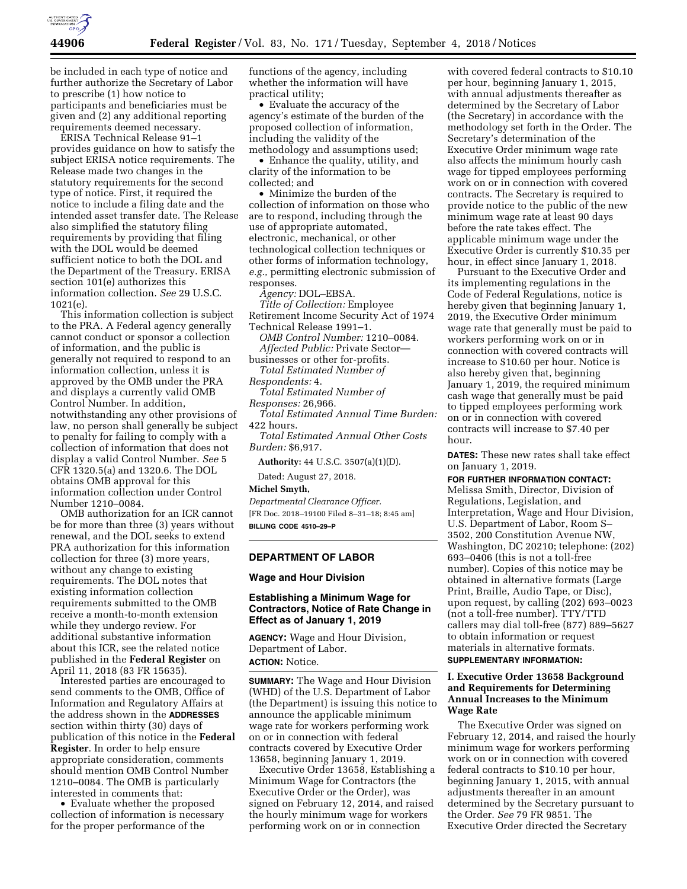be included in each type of notice and further authorize the Secretary of Labor to prescribe (1) how notice to participants and beneficiaries must be given and (2) any additional reporting requirements deemed necessary.

ERISA Technical Release 91–1 provides guidance on how to satisfy the subject ERISA notice requirements. The Release made two changes in the statutory requirements for the second type of notice. First, it required the notice to include a filing date and the intended asset transfer date. The Release also simplified the statutory filing requirements by providing that filing with the DOL would be deemed sufficient notice to both the DOL and the Department of the Treasury. ERISA section 101(e) authorizes this information collection. *See* 29 U.S.C. 1021(e).

This information collection is subject to the PRA. A Federal agency generally cannot conduct or sponsor a collection of information, and the public is generally not required to respond to an information collection, unless it is approved by the OMB under the PRA and displays a currently valid OMB Control Number. In addition, notwithstanding any other provisions of law, no person shall generally be subject to penalty for failing to comply with a collection of information that does not display a valid Control Number. *See* 5 CFR 1320.5(a) and 1320.6. The DOL obtains OMB approval for this information collection under Control Number 1210–0084.

OMB authorization for an ICR cannot be for more than three (3) years without renewal, and the DOL seeks to extend PRA authorization for this information collection for three (3) more years, without any change to existing requirements. The DOL notes that existing information collection requirements submitted to the OMB receive a month-to-month extension while they undergo review. For additional substantive information about this ICR, see the related notice published in the **Federal Register** on April 11, 2018 (83 FR 15635).

Interested parties are encouraged to send comments to the OMB, Office of Information and Regulatory Affairs at the address shown in the **ADDRESSES** section within thirty (30) days of publication of this notice in the **Federal Register**. In order to help ensure appropriate consideration, comments should mention OMB Control Number 1210–0084. The OMB is particularly interested in comments that:

- Evaluate whether the proposed collection of information is necessary for the proper performance of the functions of the agency, including whether the information will have practical utility;
- Evaluate the accuracy of the agency's estimate of the burden of the proposed collection of information, including the validity of the methodology and assumptions used;
- Enhance the quality, utility, and clarity of the information to be collected; and
- Minimize the burden of the collection of information on those who are to respond, including through the use of appropriate automated, electronic, mechanical, or other technological collection techniques or other forms of information technology, *e.g.,* permitting electronic submission of responses.

*Agency:* DOL–EBSA.

*Title of Collection:* Employee Retirement Income Security Act of 1974 Technical Release 1991–1.

*OMB Control Number:* 1210–0084.

*Affected Public:* Private Sector—businesses or other for-profits.

*Total Estimated Number of Respondents:* 4.

*Total Estimated Number of Responses:* 26,966.

*Total Estimated Annual Time Burden:* 422 hours.

*Total Estimated Annual Other Costs Burden:* $6,917.

**Authority:** 44 U.S.C. 3507(a)(1)(D).

Dated: August 27, 2018.

**Michel Smyth,**

*Departmental Clearance Officer.*

[FR Doc. 2018–19100 Filed 8–31–18; 8:45 am]

**BILLING CODE 4510–29–P**

## DEPARTMENT OF LABOR

### Wage and Hour Division

### Establishing a Minimum Wage for Contractors, Notice of Rate Change in Effect as of January 1, 2019

**AGENCY:** Wage and Hour Division, Department of Labor.

**ACTION:** Notice.

**SUMMARY:** The Wage and Hour Division (WHD) of the U.S. Department of Labor (the Department) is issuing this notice to announce the applicable minimum wage rate for workers performing work on or in connection with federal contracts covered by Executive Order 13658, beginning January 1, 2019.

Executive Order 13658, Establishing a Minimum Wage for Contractors (the Executive Order or the Order), was signed on February 12, 2014, and raised the hourly minimum wage for workers performing work on or in connection with covered federal contracts to $10.10 per hour, beginning January 1, 2015, with annual adjustments thereafter as determined by the Secretary of Labor (the Secretary) in accordance with the methodology set forth in the Order. The Secretary's determination of the Executive Order minimum wage rate also affects the minimum hourly cash wage for tipped employees performing work on or in connection with covered contracts. The Secretary is required to provide notice to the public of the new minimum wage rate at least 90 days before the rate takes effect. The applicable minimum wage under the Executive Order is currently $10.35 per hour, in effect since January 1, 2018.

Pursuant to the Executive Order and its implementing regulations in the Code of Federal Regulations, notice is hereby given that beginning January 1, 2019, the Executive Order minimum wage rate that generally must be paid to workers performing work on or in connection with covered contracts will increase to $10.60 per hour. Notice is also hereby given that, beginning January 1, 2019, the required minimum cash wage that generally must be paid to tipped employees performing work on or in connection with covered contracts will increase to $7.40 per hour.

**DATES:** These new rates shall take effect on January 1, 2019.

**FOR FURTHER INFORMATION CONTACT:** Melissa Smith, Director, Division of Regulations, Legislation, and Interpretation, Wage and Hour Division, U.S. Department of Labor, Room S–3502, 200 Constitution Avenue NW, Washington, DC 20210; telephone: (202) 693–0406 (this is not a toll-free number). Copies of this notice may be obtained in alternative formats (Large Print, Braille, Audio Tape, or Disc), upon request, by calling (202) 693–0023 (not a toll-free number). TTY/TTD callers may dial toll-free (877) 889–5627 to obtain information or request materials in alternative formats.

**SUPPLEMENTARY INFORMATION:**

### I. Executive Order 13658 Background and Requirements for Determining Annual Increases to the Minimum Wage Rate

The Executive Order was signed on February 12, 2014, and raised the hourly minimum wage for workers performing work on or in connection with covered federal contracts to $10.10 per hour, beginning January 1, 2015, with annual adjustments thereafter in an amount determined by the Secretary pursuant to the Order. *See* 79 FR 9851. The Executive Order directed the Secretary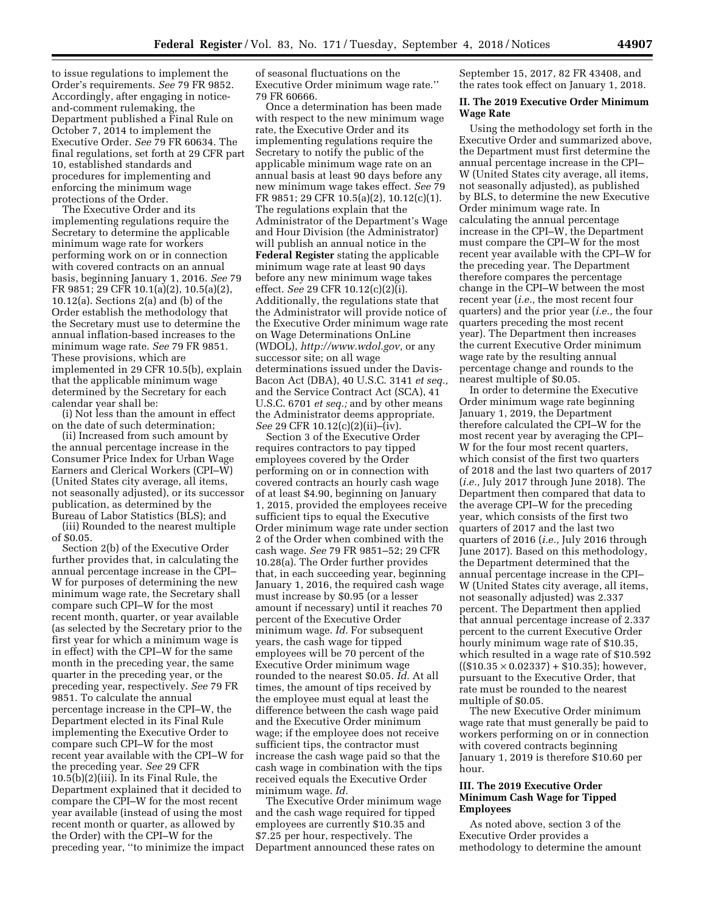to issue regulations to implement the Order's requirements. *See* 79 FR 9852. Accordingly, after engaging in notice-and-comment rulemaking, the Department published a Final Rule on October 7, 2014 to implement the Executive Order. *See* 79 FR 60634. The final regulations, set forth at 29 CFR part 10, established standards and procedures for implementing and enforcing the minimum wage protections of the Order.

The Executive Order and its implementing regulations require the Secretary to determine the applicable minimum wage rate for workers performing work on or in connection with covered contracts on an annual basis, beginning January 1, 2016. *See* 79 FR 9851; 29 CFR 10.1(a)(2), 10.5(a)(2), 10.12(a). Sections 2(a) and (b) of the Order establish the methodology that the Secretary must use to determine the annual inflation-based increases to the minimum wage rate. *See* 79 FR 9851. These provisions, which are implemented in 29 CFR 10.5(b), explain that the applicable minimum wage determined by the Secretary for each calendar year shall be:

(i) Not less than the amount in effect on the date of such determination;

(ii) Increased from such amount by the annual percentage increase in the Consumer Price Index for Urban Wage Earners and Clerical Workers (CPI–W) (United States city average, all items, not seasonally adjusted), or its successor publication, as determined by the Bureau of Labor Statistics (BLS); and

(iii) Rounded to the nearest multiple of $0.05.

Section 2(b) of the Executive Order further provides that, in calculating the annual percentage increase in the CPI–W for purposes of determining the new minimum wage rate, the Secretary shall compare such CPI–W for the most recent month, quarter, or year available (as selected by the Secretary prior to the first year for which a minimum wage is in effect) with the CPI–W for the same month in the preceding year, the same quarter in the preceding year, or the preceding year, respectively. *See* 79 FR 9851. To calculate the annual percentage increase in the CPI–W, the Department elected in its Final Rule implementing the Executive Order to compare such CPI–W for the most recent year available with the CPI–W for the preceding year. *See* 29 CFR 10.5(b)(2)(iii). In its Final Rule, the Department explained that it decided to compare the CPI–W for the most recent year available (instead of using the most recent month or quarter, as allowed by the Order) with the CPI–W for the preceding year, ''to minimize the impact of seasonal fluctuations on the Executive Order minimum wage rate.'' 79 FR 60666.

Once a determination has been made with respect to the new minimum wage rate, the Executive Order and its implementing regulations require the Secretary to notify the public of the applicable minimum wage rate on an annual basis at least 90 days before any new minimum wage takes effect. *See* 79 FR 9851; 29 CFR 10.5(a)(2), 10.12(c)(1). The regulations explain that the Administrator of the Department's Wage and Hour Division (the Administrator) will publish an annual notice in the **Federal Register** stating the applicable minimum wage rate at least 90 days before any new minimum wage takes effect. *See* 29 CFR 10.12(c)(2)(i). Additionally, the regulations state that the Administrator will provide notice of the Executive Order minimum wage rate on Wage Determinations OnLine (WDOL), *http://www.wdol.gov,* or any successor site; on all wage determinations issued under the Davis-Bacon Act (DBA), 40 U.S.C. 3141 *et seq.,* and the Service Contract Act (SCA), 41 U.S.C. 6701 *et seq.;* and by other means the Administrator deems appropriate. *See* 29 CFR 10.12(c)(2)(ii)–(iv).

Section 3 of the Executive Order requires contractors to pay tipped employees covered by the Order performing on or in connection with covered contracts an hourly cash wage of at least $4.90, beginning on January 1, 2015, provided the employees receive sufficient tips to equal the Executive Order minimum wage rate under section 2 of the Order when combined with the cash wage. *See* 79 FR 9851–52; 29 CFR 10.28(a). The Order further provides that, in each succeeding year, beginning January 1, 2016, the required cash wage must increase by $0.95 (or a lesser amount if necessary) until it reaches 70 percent of the Executive Order minimum wage. *Id.* For subsequent years, the cash wage for tipped employees will be 70 percent of the Executive Order minimum wage rounded to the nearest $0.05. *Id.* At all times, the amount of tips received by the employee must equal at least the difference between the cash wage paid and the Executive Order minimum wage; if the employee does not receive sufficient tips, the contractor must increase the cash wage paid so that the cash wage in combination with the tips received equals the Executive Order minimum wage. *Id.*

The Executive Order minimum wage and the cash wage required for tipped employees are currently $10.35 and $7.25 per hour, respectively. The Department announced these rates on September 15, 2017, 82 FR 43408, and the rates took effect on January 1, 2018.

## II. The 2019 Executive Order Minimum Wage Rate

Using the methodology set forth in the Executive Order and summarized above, the Department must first determine the annual percentage increase in the CPI–W (United States city average, all items, not seasonally adjusted), as published by BLS, to determine the new Executive Order minimum wage rate. In calculating the annual percentage increase in the CPI–W, the Department must compare the CPI–W for the most recent year available with the CPI–W for the preceding year. The Department therefore compares the percentage change in the CPI–W between the most recent year (*i.e.,* the most recent four quarters) and the prior year (*i.e.,* the four quarters preceding the most recent year). The Department then increases the current Executive Order minimum wage rate by the resulting annual percentage change and rounds to the nearest multiple of $0.05.

In order to determine the Executive Order minimum wage rate beginning January 1, 2019, the Department therefore calculated the CPI–W for the most recent year by averaging the CPI–W for the four most recent quarters, which consist of the first two quarters of 2018 and the last two quarters of 2017 (*i.e.,* July 2017 through June 2018). The Department then compared that data to the average CPI–W for the preceding year, which consists of the first two quarters of 2017 and the last two quarters of 2016 (*i.e.,* July 2016 through June 2017). Based on this methodology, the Department determined that the annual percentage increase in the CPI–W (United States city average, all items, not seasonally adjusted) was 2.337 percent. The Department then applied that annual percentage increase of 2.337 percent to the current Executive Order hourly minimum wage rate of $10.35, which resulted in a wage rate of $10.592 (($10.35 × 0.02337) + $10.35); however, pursuant to the Executive Order, that rate must be rounded to the nearest multiple of $0.05.

The new Executive Order minimum wage rate that must generally be paid to workers performing on or in connection with covered contracts beginning January 1, 2019 is therefore $10.60 per hour.

## III. The 2019 Executive Order Minimum Cash Wage for Tipped Employees

As noted above, section 3 of the Executive Order provides a methodology to determine the amount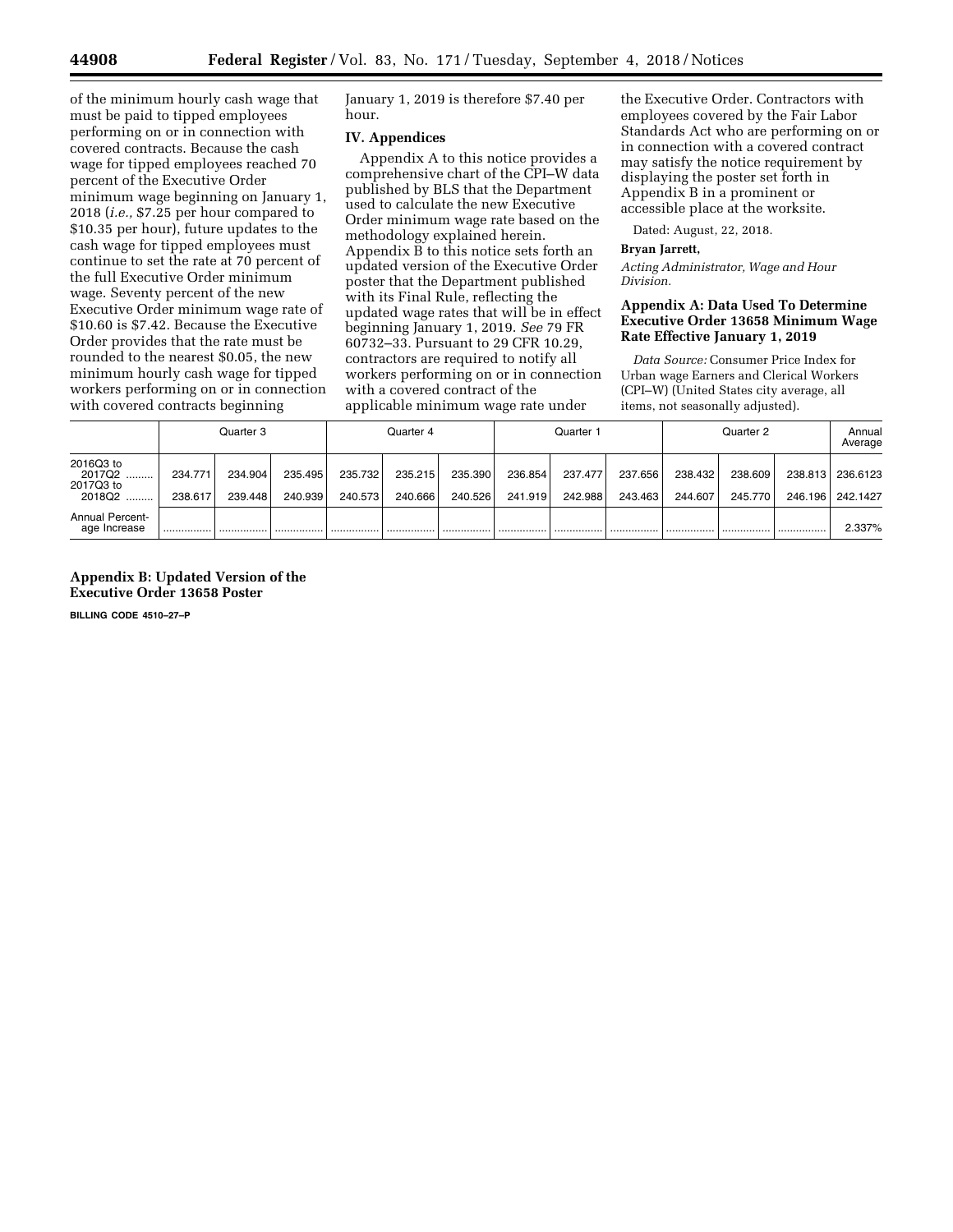of the minimum hourly cash wage that must be paid to tipped employees performing on or in connection with covered contracts. Because the cash wage for tipped employees reached 70 percent of the Executive Order minimum wage beginning on January 1, 2018 (*i.e.,* $7.25 per hour compared to $10.35 per hour), future updates to the cash wage for tipped employees must continue to set the rate at 70 percent of the full Executive Order minimum wage. Seventy percent of the new Executive Order minimum wage rate of $10.60 is $7.42. Because the Executive Order provides that the rate must be rounded to the nearest $0.05, the new minimum hourly cash wage for tipped workers performing on or in connection with covered contracts beginning January 1, 2019 is therefore $7.40 per hour.

## IV. Appendices

Appendix A to this notice provides a comprehensive chart of the CPI–W data published by BLS that the Department used to calculate the new Executive Order minimum wage rate based on the methodology explained herein. Appendix B to this notice sets forth an updated version of the Executive Order poster that the Department published with its Final Rule, reflecting the updated wage rates that will be in effect beginning January 1, 2019. *See* 79 FR 60732–33. Pursuant to 29 CFR 10.29, contractors are required to notify all workers performing on or in connection with a covered contract of the applicable minimum wage rate under the Executive Order. Contractors with employees covered by the Fair Labor Standards Act who are performing on or in connection with a covered contract may satisfy the notice requirement by displaying the poster set forth in Appendix B in a prominent or accessible place at the worksite.

Dated: August, 22, 2018.

**Bryan Jarrett,**

*Acting Administrator, Wage and Hour Division.*

## Appendix A: Data Used To Determine Executive Order 13658 Minimum Wage Rate Effective January 1, 2019

*Data Source:* Consumer Price Index for Urban wage Earners and Clerical Workers (CPI–W) (United States city average, all items, not seasonally adjusted).

| | Quarter 3 | | | Quarter 4 | | | Quarter 1 | | | Quarter 2 | | | Annual Average |
|---|---|---|---|---|---|---|---|---|---|---|---|---|---|
| 2016Q3 to 2017Q2 | 234.771 | 234.904 | 235.495 | 235.732 | 235.215 | 235.390 | 236.854 | 237.477 | 237.656 | 238.432 | 238.609 | 238.813 | 236.6123 |
| 2017Q3 to 2018Q2 | 238.617 | 239.448 | 240.939 | 240.573 | 240.666 | 240.526 | 241.919 | 242.988 | 243.463 | 244.607 | 245.770 | 246.196 | 242.1427 |
| Annual Percentage Increase | | | | | | | | | | | | | 2.337% |

## Appendix B: Updated Version of the Executive Order 13658 Poster

BILLING CODE 4510–27–P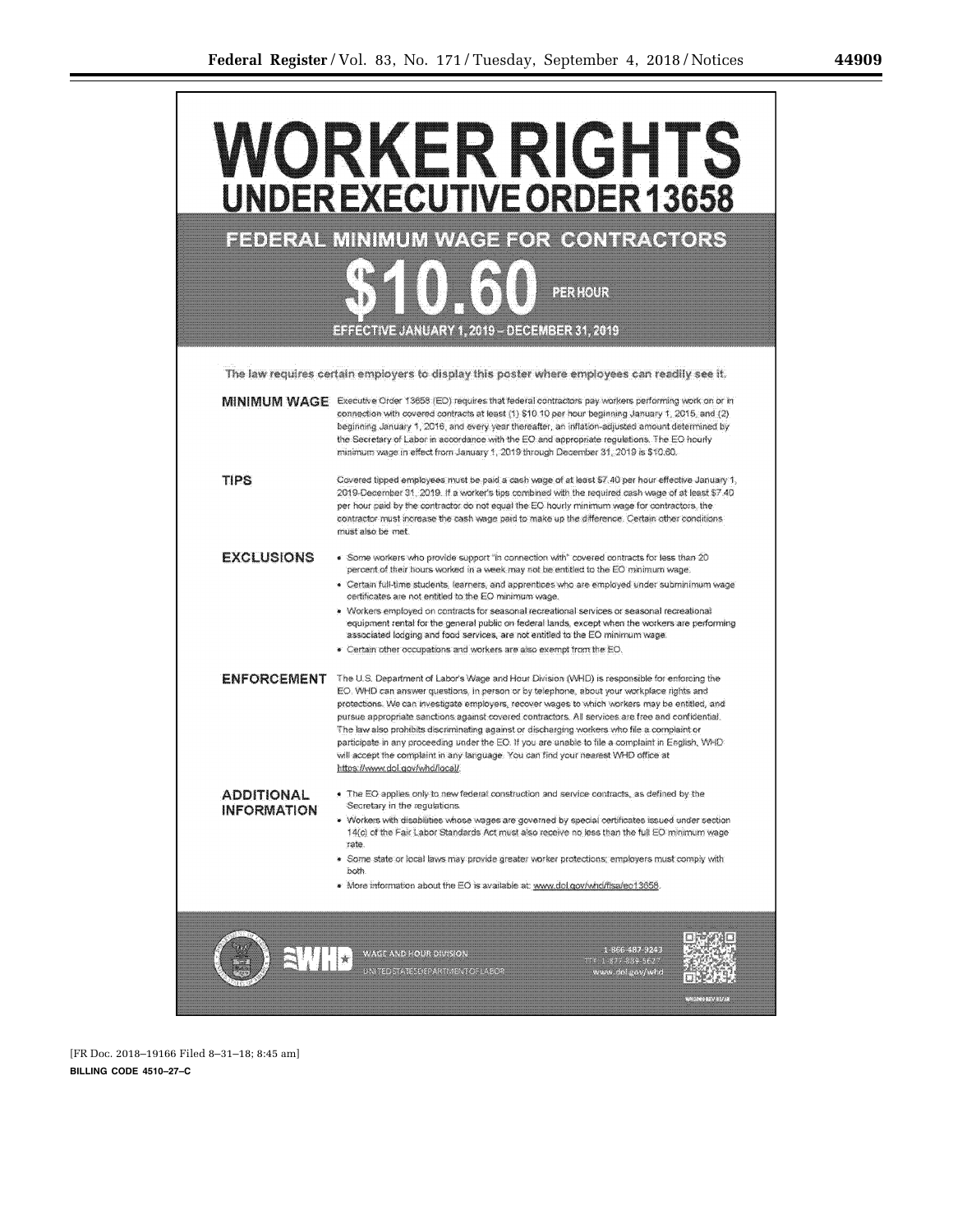# WORKER RIGHTS

## UNDER EXECUTIVE ORDER 13658

### FEDERAL MINIMUM WAGE FOR CONTRACTORS

**$10.60** PER HOUR

EFFECTIVE JANUARY 1, 2019 – DECEMBER 31, 2019

The law requires certain employers to display this poster where employees can readily see it.

**MINIMUM WAGE** Executive Order 13658 (EO) requires that federal contractors pay workers performing work on or in connection with covered contracts at least (1) $10.10 per hour beginning January 1, 2015, and (2) beginning January 1, 2016, and every year thereafter, an inflation-adjusted amount determined by the Secretary of Labor in accordance with the EO and appropriate regulations. The EO hourly minimum wage in effect from January 1, 2019 through December 31, 2019 is $10.60.

**TIPS** Covered tipped employees must be paid a cash wage of at least $7.40 per hour effective January 1, 2019-December 31, 2019. If a worker's tips combined with the required cash wage of at least $7.40 per hour paid by the contractor do not equal the EO hourly minimum wage for contractors, the contractor must increase the cash wage paid to make up the difference. Certain other conditions must also be met.

**EXCLUSIONS**

- Some workers who provide support "in connection with" covered contracts for less than 20 percent of their hours worked in a week may not be entitled to the EO minimum wage.
- Certain full-time students, learners, and apprentices who are employed under subminimum wage certificates are not entitled to the EO minimum wage.
- Workers employed on contracts for seasonal recreational services or seasonal recreational equipment rental for the general public on federal lands, except when the workers are performing associated lodging and food services, are not entitled to the EO minimum wage.
- Certain other occupations and workers are also exempt from the EO.

**ENFORCEMENT** The U.S. Department of Labor's Wage and Hour Division (WHD) is responsible for enforcing the EO. WHD can answer questions, in person or by telephone, about your workplace rights and protections. We can investigate employers, recover wages to which workers may be entitled, and pursue appropriate sanctions against covered contractors. All services are free and confidential. The law also prohibits discriminating against or discharging workers who file a complaint or participate in any proceeding under the EO. If you are unable to file a complaint in English, WHD will accept the complaint in any language. You can find your nearest WHD office at https://www.dol.gov/whd/local/.

**ADDITIONAL INFORMATION**

- The EO applies only to new federal construction and service contracts, as defined by the Secretary in the regulations.
- Workers with disabilities whose wages are governed by special certificates issued under section 14(c) of the Fair Labor Standards Act must also receive no less than the full EO minimum wage rate.
- Some state or local laws may provide greater worker protections; employers must comply with both.
- More information about the EO is available at: www.dol.gov/whd/flsa/eo13658.

WHD WAGE AND HOUR DIVISION UNITED STATES DEPARTMENT OF LABOR

1-866-487-9243
TTY: 1-877-889-5627
www.dol.gov/whd

[FR Doc. 2018–19166 Filed 8–31–18; 8:45 am]

**BILLING CODE 4510–27–C**